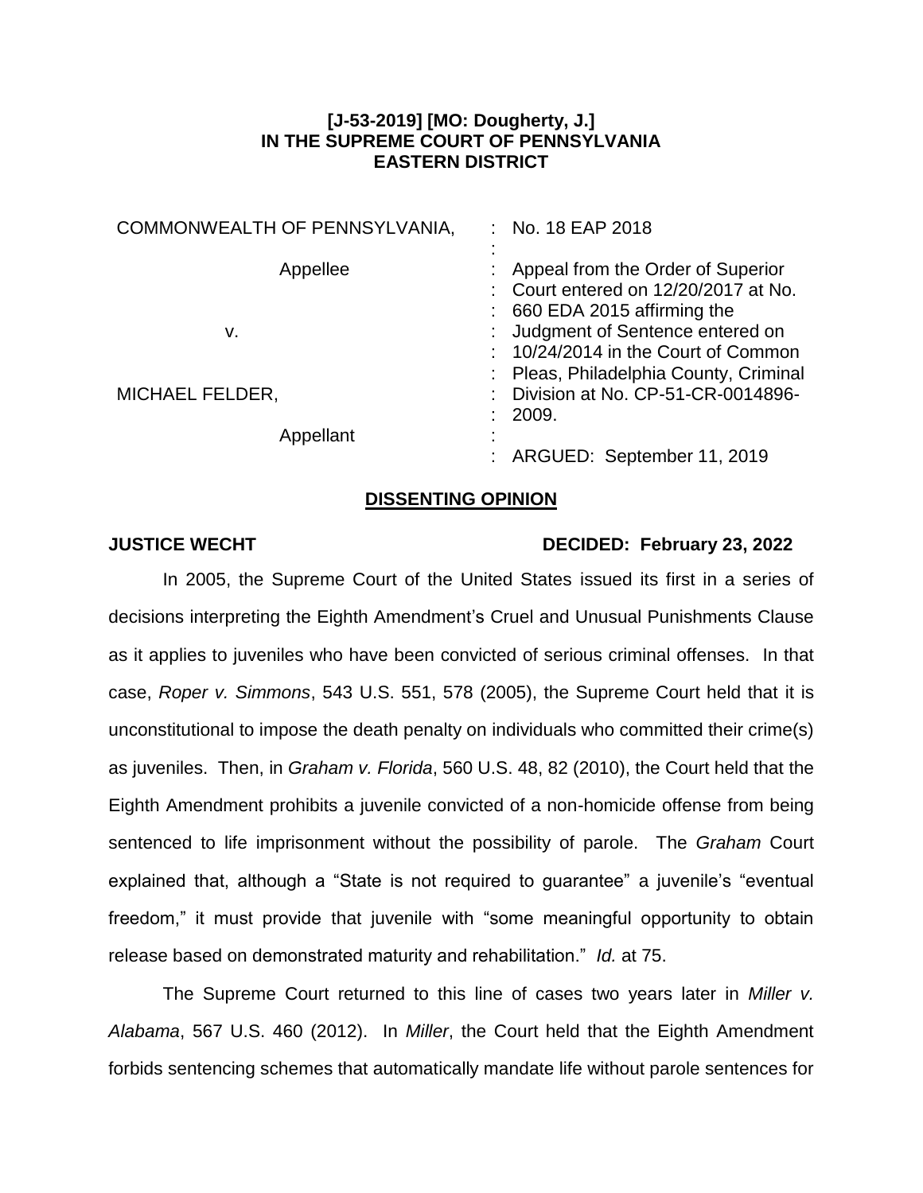**[J-53-2019] [MO: Dougherty, J.]**
**IN THE SUPREME COURT OF PENNSYLVANIA**
**EASTERN DISTRICT**

| | | |
|---|---|---|
| COMMONWEALTH OF PENNSYLVANIA, | : | No. 18 EAP 2018 |
| | : | |
| Appellee | : | Appeal from the Order of Superior Court entered on 12/20/2017 at No. 660 EDA 2015 affirming the Judgment of Sentence entered on 10/24/2014 in the Court of Common Pleas, Philadelphia County, Criminal Division at No. CP-51-CR-0014896-2009. |
| v. | : | |
| MICHAEL FELDER, | : | |
| Appellant | : | |
| | : | ARGUED: September 11, 2019 |

## DISSENTING OPINION

**JUSTICE WECHT** **DECIDED: February 23, 2022**

In 2005, the Supreme Court of the United States issued its first in a series of decisions interpreting the Eighth Amendment's Cruel and Unusual Punishments Clause as it applies to juveniles who have been convicted of serious criminal offenses. In that case, *Roper v. Simmons*, 543 U.S. 551, 578 (2005), the Supreme Court held that it is unconstitutional to impose the death penalty on individuals who committed their crime(s) as juveniles. Then, in *Graham v. Florida*, 560 U.S. 48, 82 (2010), the Court held that the Eighth Amendment prohibits a juvenile convicted of a non-homicide offense from being sentenced to life imprisonment without the possibility of parole. The *Graham* Court explained that, although a "State is not required to guarantee" a juvenile's "eventual freedom," it must provide that juvenile with "some meaningful opportunity to obtain release based on demonstrated maturity and rehabilitation." *Id.* at 75.

The Supreme Court returned to this line of cases two years later in *Miller v. Alabama*, 567 U.S. 460 (2012). In *Miller*, the Court held that the Eighth Amendment forbids sentencing schemes that automatically mandate life without parole sentences for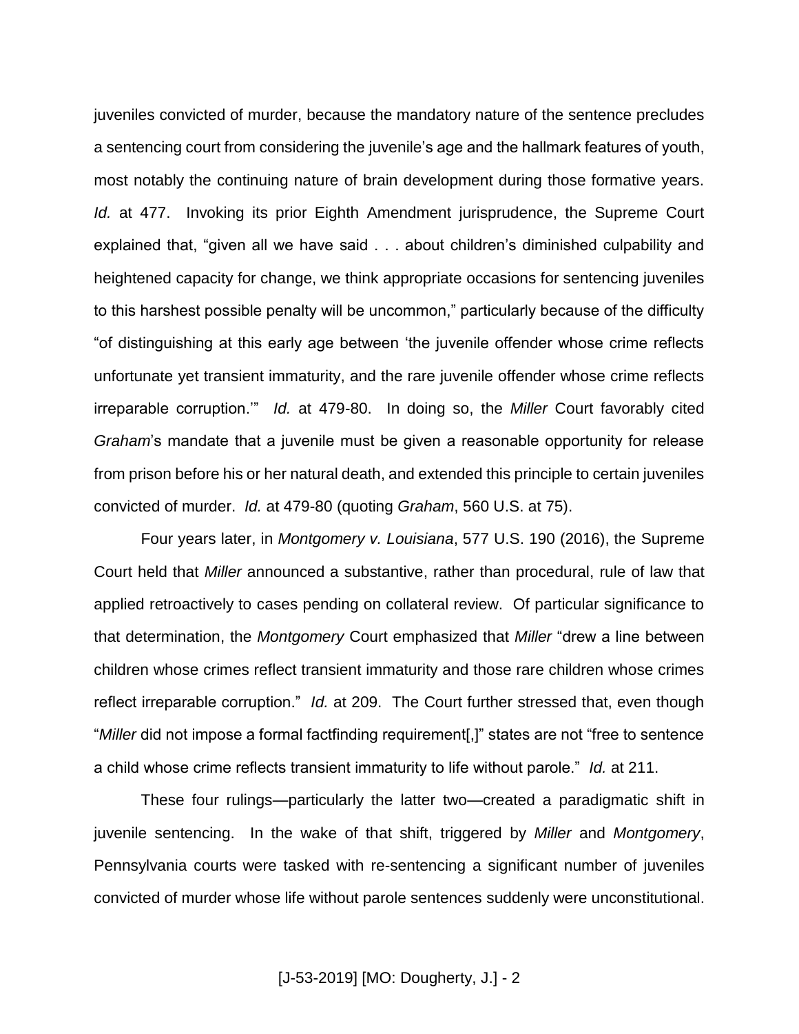juveniles convicted of murder, because the mandatory nature of the sentence precludes a sentencing court from considering the juvenile's age and the hallmark features of youth, most notably the continuing nature of brain development during those formative years. *Id.* at 477. Invoking its prior Eighth Amendment jurisprudence, the Supreme Court explained that, "given all we have said . . . about children's diminished culpability and heightened capacity for change, we think appropriate occasions for sentencing juveniles to this harshest possible penalty will be uncommon," particularly because of the difficulty "of distinguishing at this early age between 'the juvenile offender whose crime reflects unfortunate yet transient immaturity, and the rare juvenile offender whose crime reflects irreparable corruption.'" *Id.* at 479-80. In doing so, the *Miller* Court favorably cited *Graham*'s mandate that a juvenile must be given a reasonable opportunity for release from prison before his or her natural death, and extended this principle to certain juveniles convicted of murder. *Id.* at 479-80 (quoting *Graham*, 560 U.S. at 75).

Four years later, in *Montgomery v. Louisiana*, 577 U.S. 190 (2016), the Supreme Court held that *Miller* announced a substantive, rather than procedural, rule of law that applied retroactively to cases pending on collateral review. Of particular significance to that determination, the *Montgomery* Court emphasized that *Miller* "drew a line between children whose crimes reflect transient immaturity and those rare children whose crimes reflect irreparable corruption." *Id.* at 209. The Court further stressed that, even though "*Miller* did not impose a formal factfinding requirement[,]" states are not "free to sentence a child whose crime reflects transient immaturity to life without parole." *Id.* at 211.

These four rulings—particularly the latter two—created a paradigmatic shift in juvenile sentencing. In the wake of that shift, triggered by *Miller* and *Montgomery*, Pennsylvania courts were tasked with re-sentencing a significant number of juveniles convicted of murder whose life without parole sentences suddenly were unconstitutional.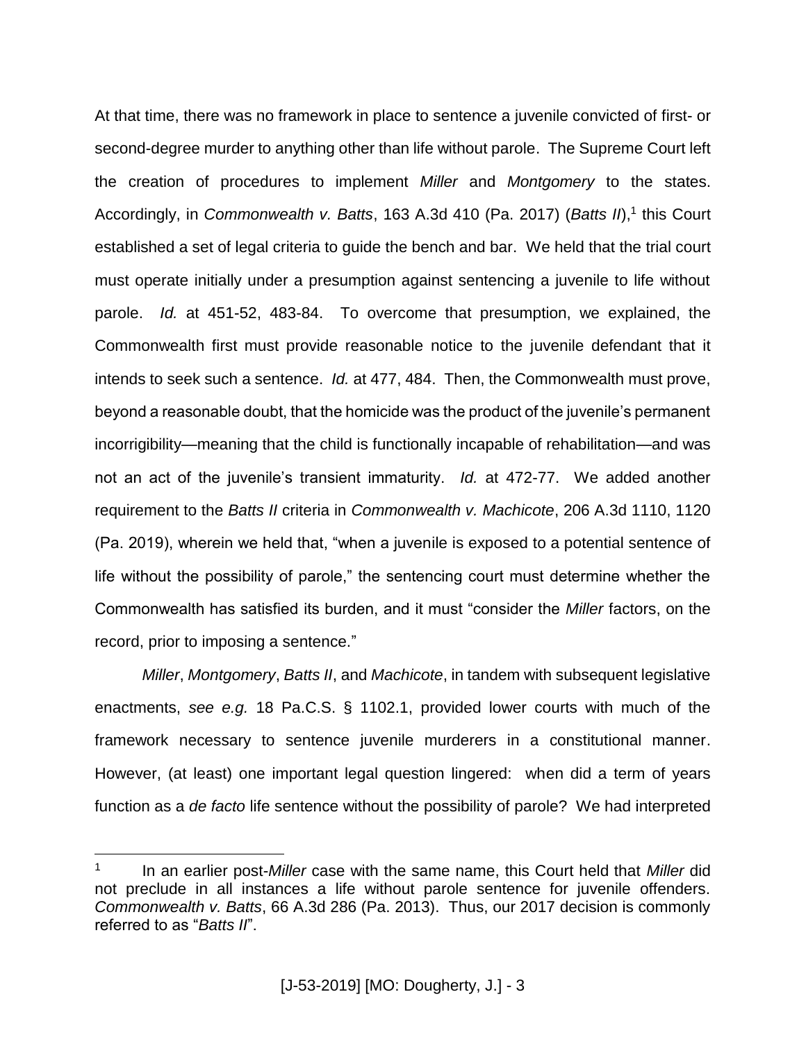At that time, there was no framework in place to sentence a juvenile convicted of first- or second-degree murder to anything other than life without parole. The Supreme Court left the creation of procedures to implement *Miller* and *Montgomery* to the states. Accordingly, in *Commonwealth v. Batts*, 163 A.3d 410 (Pa. 2017) (*Batts II*),[1] this Court established a set of legal criteria to guide the bench and bar. We held that the trial court must operate initially under a presumption against sentencing a juvenile to life without parole. *Id.* at 451-52, 483-84. To overcome that presumption, we explained, the Commonwealth first must provide reasonable notice to the juvenile defendant that it intends to seek such a sentence. *Id.* at 477, 484. Then, the Commonwealth must prove, beyond a reasonable doubt, that the homicide was the product of the juvenile's permanent incorrigibility—meaning that the child is functionally incapable of rehabilitation—and was not an act of the juvenile's transient immaturity. *Id.* at 472-77. We added another requirement to the *Batts II* criteria in *Commonwealth v. Machicote*, 206 A.3d 1110, 1120 (Pa. 2019), wherein we held that, "when a juvenile is exposed to a potential sentence of life without the possibility of parole," the sentencing court must determine whether the Commonwealth has satisfied its burden, and it must "consider the *Miller* factors, on the record, prior to imposing a sentence."

*Miller*, *Montgomery*, *Batts II*, and *Machicote*, in tandem with subsequent legislative enactments, *see e.g.* 18 Pa.C.S. § 1102.1, provided lower courts with much of the framework necessary to sentence juvenile murderers in a constitutional manner. However, (at least) one important legal question lingered: when did a term of years function as a *de facto* life sentence without the possibility of parole? We had interpreted

[1] In an earlier post-*Miller* case with the same name, this Court held that *Miller* did not preclude in all instances a life without parole sentence for juvenile offenders. *Commonwealth v. Batts*, 66 A.3d 286 (Pa. 2013). Thus, our 2017 decision is commonly referred to as "*Batts II*".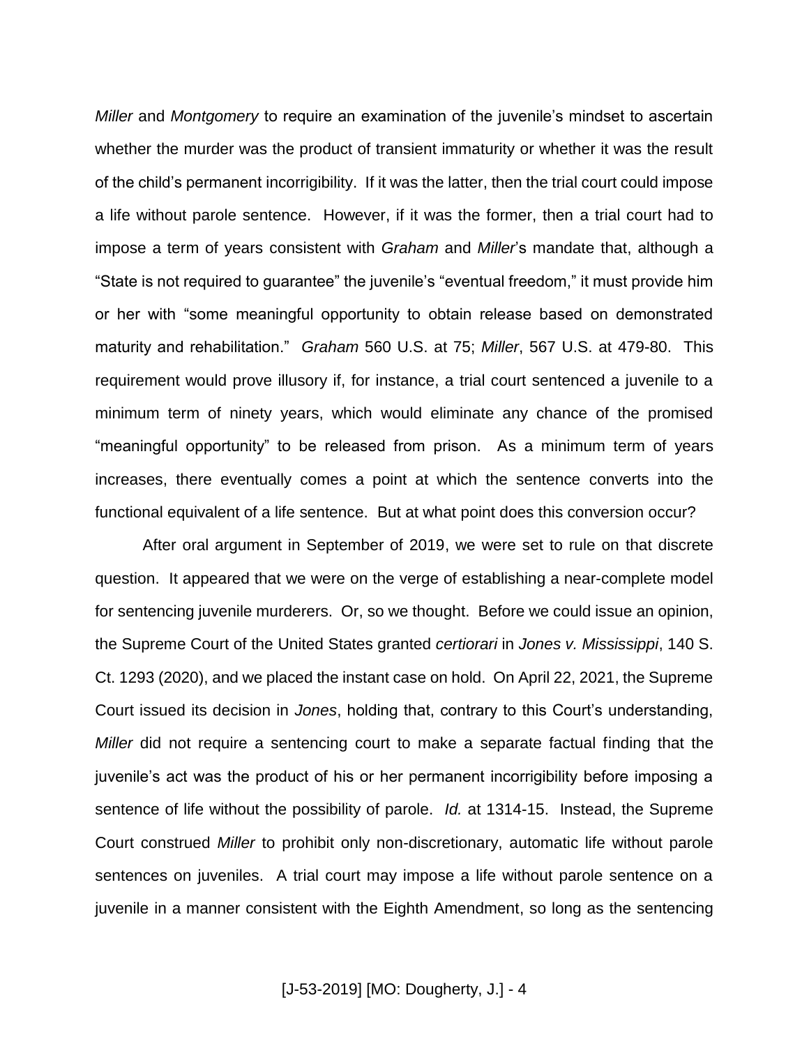*Miller* and *Montgomery* to require an examination of the juvenile's mindset to ascertain whether the murder was the product of transient immaturity or whether it was the result of the child's permanent incorrigibility. If it was the latter, then the trial court could impose a life without parole sentence. However, if it was the former, then a trial court had to impose a term of years consistent with *Graham* and *Miller*'s mandate that, although a "State is not required to guarantee" the juvenile's "eventual freedom," it must provide him or her with "some meaningful opportunity to obtain release based on demonstrated maturity and rehabilitation." *Graham* 560 U.S. at 75; *Miller*, 567 U.S. at 479-80. This requirement would prove illusory if, for instance, a trial court sentenced a juvenile to a minimum term of ninety years, which would eliminate any chance of the promised "meaningful opportunity" to be released from prison. As a minimum term of years increases, there eventually comes a point at which the sentence converts into the functional equivalent of a life sentence. But at what point does this conversion occur?

After oral argument in September of 2019, we were set to rule on that discrete question. It appeared that we were on the verge of establishing a near-complete model for sentencing juvenile murderers. Or, so we thought. Before we could issue an opinion, the Supreme Court of the United States granted *certiorari* in *Jones v. Mississippi*, 140 S. Ct. 1293 (2020), and we placed the instant case on hold. On April 22, 2021, the Supreme Court issued its decision in *Jones*, holding that, contrary to this Court's understanding, *Miller* did not require a sentencing court to make a separate factual finding that the juvenile's act was the product of his or her permanent incorrigibility before imposing a sentence of life without the possibility of parole. *Id.* at 1314-15. Instead, the Supreme Court construed *Miller* to prohibit only non-discretionary, automatic life without parole sentences on juveniles. A trial court may impose a life without parole sentence on a juvenile in a manner consistent with the Eighth Amendment, so long as the sentencing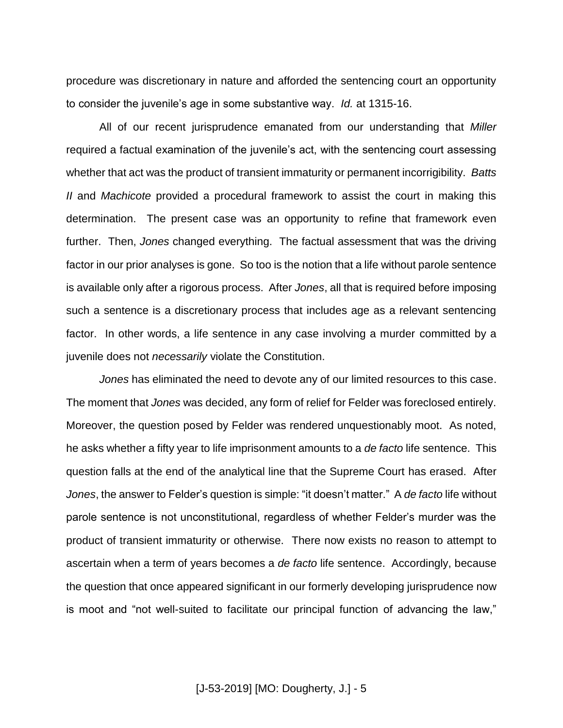procedure was discretionary in nature and afforded the sentencing court an opportunity to consider the juvenile's age in some substantive way. *Id.* at 1315-16.

All of our recent jurisprudence emanated from our understanding that *Miller* required a factual examination of the juvenile's act, with the sentencing court assessing whether that act was the product of transient immaturity or permanent incorrigibility. *Batts II* and *Machicote* provided a procedural framework to assist the court in making this determination. The present case was an opportunity to refine that framework even further. Then, *Jones* changed everything. The factual assessment that was the driving factor in our prior analyses is gone. So too is the notion that a life without parole sentence is available only after a rigorous process. After *Jones*, all that is required before imposing such a sentence is a discretionary process that includes age as a relevant sentencing factor. In other words, a life sentence in any case involving a murder committed by a juvenile does not *necessarily* violate the Constitution.

*Jones* has eliminated the need to devote any of our limited resources to this case. The moment that *Jones* was decided, any form of relief for Felder was foreclosed entirely. Moreover, the question posed by Felder was rendered unquestionably moot. As noted, he asks whether a fifty year to life imprisonment amounts to a *de facto* life sentence. This question falls at the end of the analytical line that the Supreme Court has erased. After *Jones*, the answer to Felder's question is simple: "it doesn't matter." A *de facto* life without parole sentence is not unconstitutional, regardless of whether Felder's murder was the product of transient immaturity or otherwise. There now exists no reason to attempt to ascertain when a term of years becomes a *de facto* life sentence. Accordingly, because the question that once appeared significant in our formerly developing jurisprudence now is moot and "not well-suited to facilitate our principal function of advancing the law,"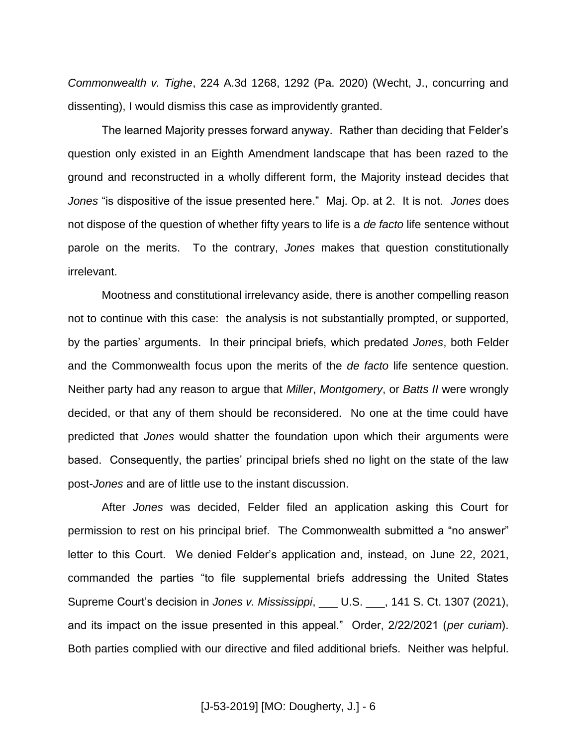*Commonwealth v. Tighe*, 224 A.3d 1268, 1292 (Pa. 2020) (Wecht, J., concurring and dissenting), I would dismiss this case as improvidently granted.

The learned Majority presses forward anyway. Rather than deciding that Felder's question only existed in an Eighth Amendment landscape that has been razed to the ground and reconstructed in a wholly different form, the Majority instead decides that *Jones* "is dispositive of the issue presented here." Maj. Op. at 2. It is not. *Jones* does not dispose of the question of whether fifty years to life is a *de facto* life sentence without parole on the merits. To the contrary, *Jones* makes that question constitutionally irrelevant.

Mootness and constitutional irrelevancy aside, there is another compelling reason not to continue with this case: the analysis is not substantially prompted, or supported, by the parties' arguments. In their principal briefs, which predated *Jones*, both Felder and the Commonwealth focus upon the merits of the *de facto* life sentence question. Neither party had any reason to argue that *Miller*, *Montgomery*, or *Batts II* were wrongly decided, or that any of them should be reconsidered. No one at the time could have predicted that *Jones* would shatter the foundation upon which their arguments were based. Consequently, the parties' principal briefs shed no light on the state of the law post-*Jones* and are of little use to the instant discussion.

After *Jones* was decided, Felder filed an application asking this Court for permission to rest on his principal brief. The Commonwealth submitted a "no answer" letter to this Court. We denied Felder's application and, instead, on June 22, 2021, commanded the parties "to file supplemental briefs addressing the United States Supreme Court's decision in *Jones v. Mississippi*, ___ U.S. ___, 141 S. Ct. 1307 (2021), and its impact on the issue presented in this appeal." Order, 2/22/2021 (*per curiam*). Both parties complied with our directive and filed additional briefs. Neither was helpful.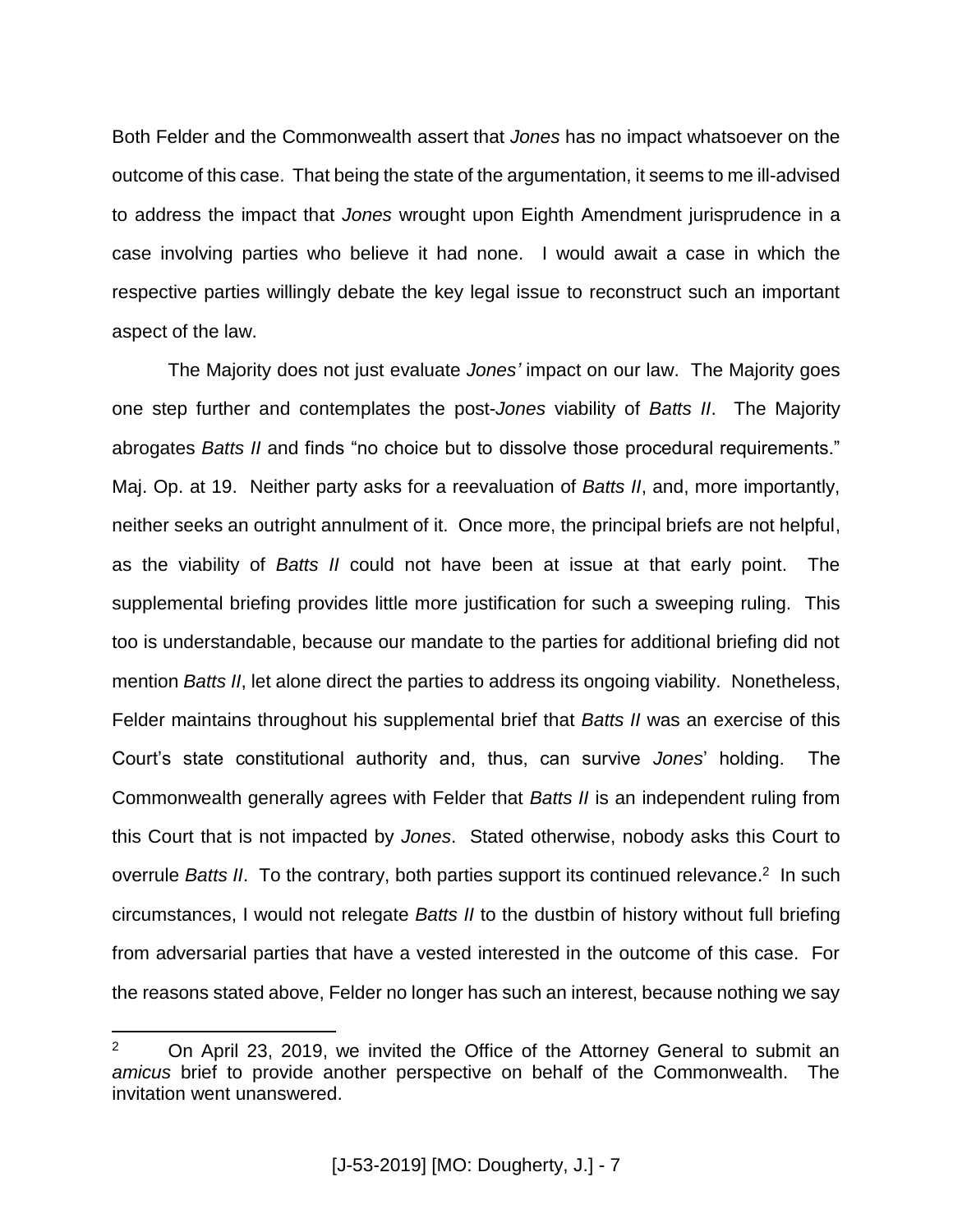Both Felder and the Commonwealth assert that *Jones* has no impact whatsoever on the outcome of this case. That being the state of the argumentation, it seems to me ill-advised to address the impact that *Jones* wrought upon Eighth Amendment jurisprudence in a case involving parties who believe it had none. I would await a case in which the respective parties willingly debate the key legal issue to reconstruct such an important aspect of the law.

The Majority does not just evaluate *Jones'* impact on our law. The Majority goes one step further and contemplates the post-*Jones* viability of *Batts II*. The Majority abrogates *Batts II* and finds "no choice but to dissolve those procedural requirements." Maj. Op. at 19. Neither party asks for a reevaluation of *Batts II*, and, more importantly, neither seeks an outright annulment of it. Once more, the principal briefs are not helpful, as the viability of *Batts II* could not have been at issue at that early point. The supplemental briefing provides little more justification for such a sweeping ruling. This too is understandable, because our mandate to the parties for additional briefing did not mention *Batts II*, let alone direct the parties to address its ongoing viability. Nonetheless, Felder maintains throughout his supplemental brief that *Batts II* was an exercise of this Court's state constitutional authority and, thus, can survive *Jones*' holding. The Commonwealth generally agrees with Felder that *Batts II* is an independent ruling from this Court that is not impacted by *Jones*. Stated otherwise, nobody asks this Court to overrule *Batts II*. To the contrary, both parties support its continued relevance.[2] In such circumstances, I would not relegate *Batts II* to the dustbin of history without full briefing from adversarial parties that have a vested interested in the outcome of this case. For the reasons stated above, Felder no longer has such an interest, because nothing we say

---

[2] On April 23, 2019, we invited the Office of the Attorney General to submit an *amicus* brief to provide another perspective on behalf of the Commonwealth. The invitation went unanswered.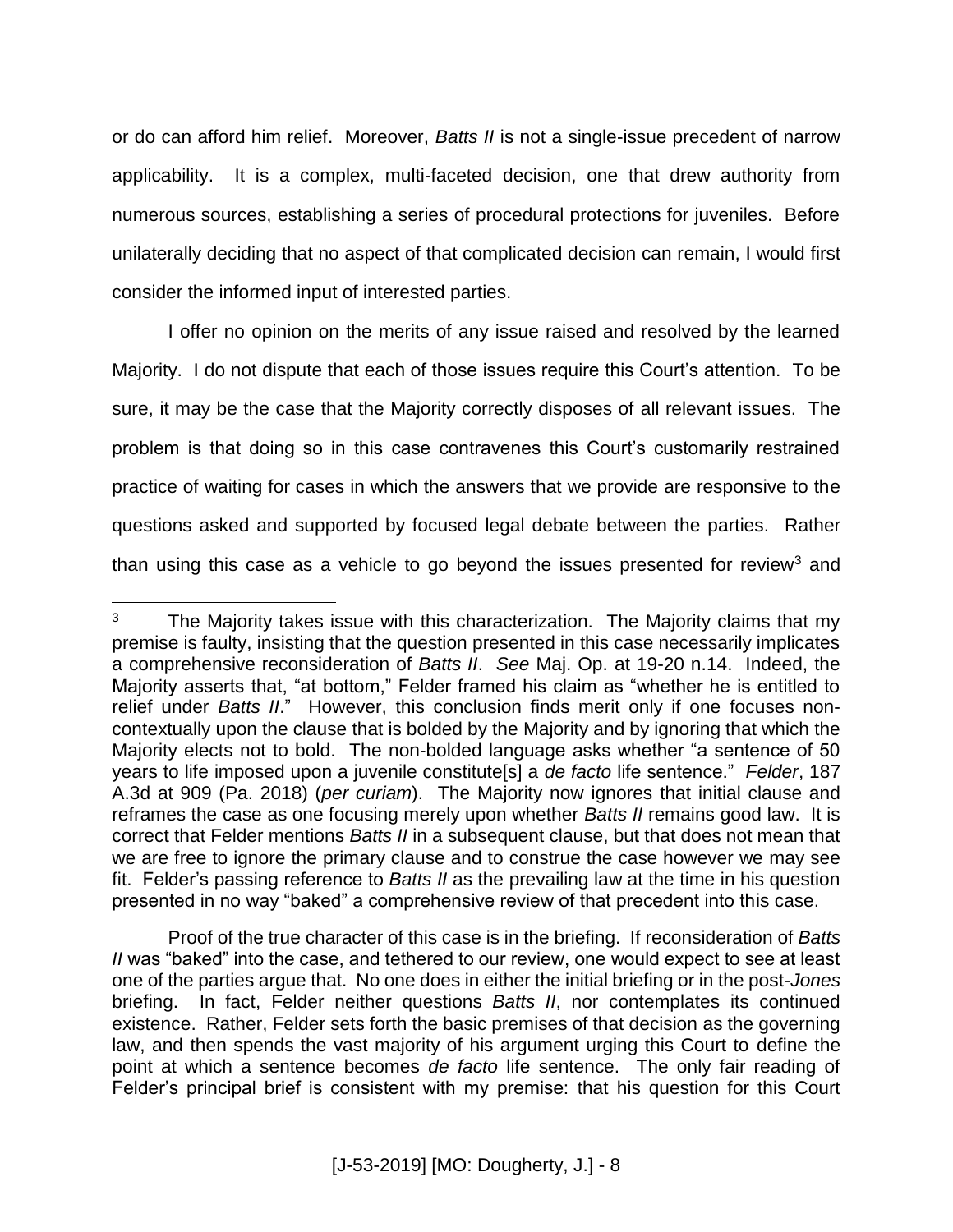or do can afford him relief. Moreover, *Batts II* is not a single-issue precedent of narrow applicability. It is a complex, multi-faceted decision, one that drew authority from numerous sources, establishing a series of procedural protections for juveniles. Before unilaterally deciding that no aspect of that complicated decision can remain, I would first consider the informed input of interested parties.

I offer no opinion on the merits of any issue raised and resolved by the learned Majority. I do not dispute that each of those issues require this Court's attention. To be sure, it may be the case that the Majority correctly disposes of all relevant issues. The problem is that doing so in this case contravenes this Court's customarily restrained practice of waiting for cases in which the answers that we provide are responsive to the questions asked and supported by focused legal debate between the parties. Rather than using this case as a vehicle to go beyond the issues presented for review[3] and

---

[3] The Majority takes issue with this characterization. The Majority claims that my premise is faulty, insisting that the question presented in this case necessarily implicates a comprehensive reconsideration of *Batts II*. *See* Maj. Op. at 19-20 n.14. Indeed, the Majority asserts that, "at bottom," Felder framed his claim as "whether he is entitled to relief under *Batts II*." However, this conclusion finds merit only if one focuses non-contextually upon the clause that is bolded by the Majority and by ignoring that which the Majority elects not to bold. The non-bolded language asks whether "a sentence of 50 years to life imposed upon a juvenile constitute[s] a *de facto* life sentence." *Felder*, 187 A.3d at 909 (Pa. 2018) (*per curiam*). The Majority now ignores that initial clause and reframes the case as one focusing merely upon whether *Batts II* remains good law. It is correct that Felder mentions *Batts II* in a subsequent clause, but that does not mean that we are free to ignore the primary clause and to construe the case however we may see fit. Felder's passing reference to *Batts II* as the prevailing law at the time in his question presented in no way "baked" a comprehensive review of that precedent into this case.

Proof of the true character of this case is in the briefing. If reconsideration of *Batts II* was "baked" into the case, and tethered to our review, one would expect to see at least one of the parties argue that. No one does in either the initial briefing or in the post-*Jones* briefing. In fact, Felder neither questions *Batts II*, nor contemplates its continued existence. Rather, Felder sets forth the basic premises of that decision as the governing law, and then spends the vast majority of his argument urging this Court to define the point at which a sentence becomes *de facto* life sentence. The only fair reading of Felder's principal brief is consistent with my premise: that his question for this Court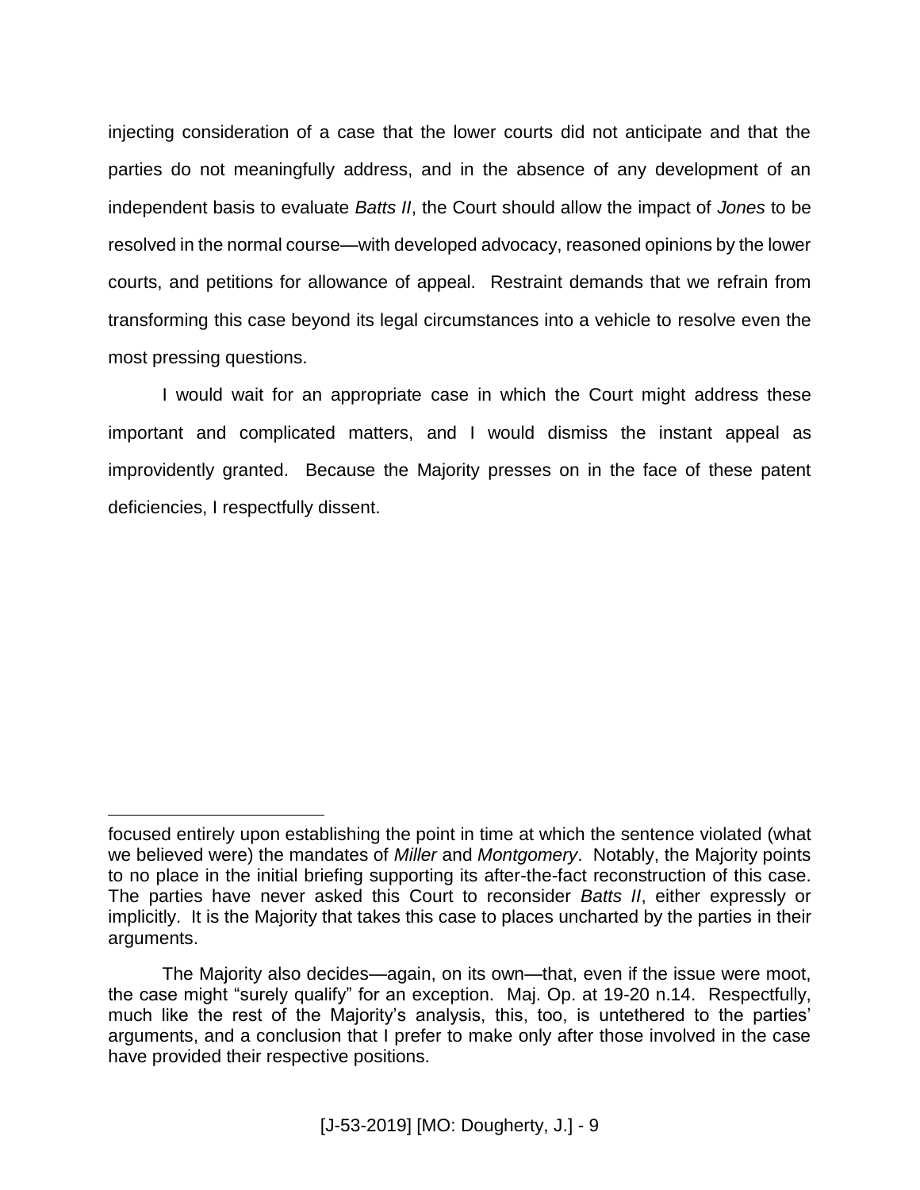injecting consideration of a case that the lower courts did not anticipate and that the parties do not meaningfully address, and in the absence of any development of an independent basis to evaluate *Batts II*, the Court should allow the impact of *Jones* to be resolved in the normal course—with developed advocacy, reasoned opinions by the lower courts, and petitions for allowance of appeal. Restraint demands that we refrain from transforming this case beyond its legal circumstances into a vehicle to resolve even the most pressing questions.

I would wait for an appropriate case in which the Court might address these important and complicated matters, and I would dismiss the instant appeal as improvidently granted. Because the Majority presses on in the face of these patent deficiencies, I respectfully dissent.

---

focused entirely upon establishing the point in time at which the sentence violated (what we believed were) the mandates of *Miller* and *Montgomery*. Notably, the Majority points to no place in the initial briefing supporting its after-the-fact reconstruction of this case. The parties have never asked this Court to reconsider *Batts II*, either expressly or implicitly. It is the Majority that takes this case to places uncharted by the parties in their arguments.

The Majority also decides—again, on its own—that, even if the issue were moot, the case might "surely qualify" for an exception. Maj. Op. at 19-20 n.14. Respectfully, much like the rest of the Majority's analysis, this, too, is untethered to the parties' arguments, and a conclusion that I prefer to make only after those involved in the case have provided their respective positions.